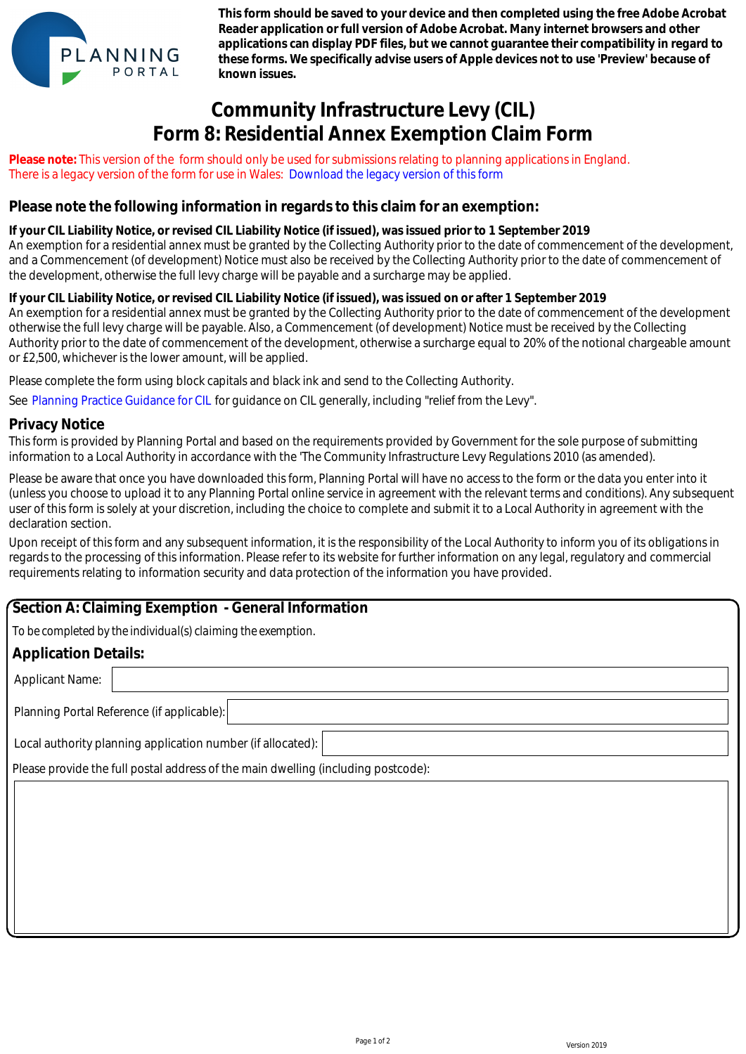**This form should be saved to your device and then completed using the free Adobe Acrobat Reader application or full version of Adobe Acrobat. Many internet browsers and other applications can display PDF files, but we cannot guarantee their compatibility in regard to these forms. We specifically advise users of Apple devices not to use 'Preview' because of known issues.**

# Community Infrastructure Levy (CIL)
# Form 8: Residential Annex Exemption Claim Form

**Please note:** This version of the form should only be used for submissions relating to planning applications in England.
There is a legacy version of the form for use in Wales: Download the legacy version of this form

## Please note the following information in regards to this claim for an exemption:

**If your CIL Liability Notice, or revised CIL Liability Notice (if issued), was issued prior to 1 September 2019**
An exemption for a residential annex must be granted by the Collecting Authority prior to the date of commencement of the development, and a Commencement (of development) Notice must also be received by the Collecting Authority prior to the date of commencement of the development, otherwise the full levy charge will be payable and a surcharge may be applied.

**If your CIL Liability Notice, or revised CIL Liability Notice (if issued), was issued on or after 1 September 2019**
An exemption for a residential annex must be granted by the Collecting Authority prior to the date of commencement of the development otherwise the full levy charge will be payable. Also, a Commencement (of development) Notice must be received by the Collecting Authority prior to the date of commencement of the development, otherwise a surcharge equal to 20% of the notional chargeable amount or £2,500, whichever is the lower amount, will be applied.

Please complete the form using block capitals and black ink and send to the Collecting Authority.

See Planning Practice Guidance for CIL for guidance on CIL generally, including "relief from the Levy".

## Privacy Notice

This form is provided by Planning Portal and based on the requirements provided by Government for the sole purpose of submitting information to a Local Authority in accordance with the 'The Community Infrastructure Levy Regulations 2010 (as amended).

Please be aware that once you have downloaded this form, Planning Portal will have no access to the form or the data you enter into it (unless you choose to upload it to any Planning Portal online service in agreement with the relevant terms and conditions). Any subsequent user of this form is solely at your discretion, including the choice to complete and submit it to a Local Authority in agreement with the declaration section.

Upon receipt of this form and any subsequent information, it is the responsibility of the Local Authority to inform you of its obligations in regards to the processing of this information. Please refer to its website for further information on any legal, regulatory and commercial requirements relating to information security and data protection of the information you have provided.

## Section A: Claiming Exemption - General Information

To be completed by the individual(s) claiming the exemption.

### Application Details:

Applicant Name:

Planning Portal Reference (if applicable):

Local authority planning application number (if allocated):

Please provide the full postal address of the main dwelling (including postcode):

Version 2019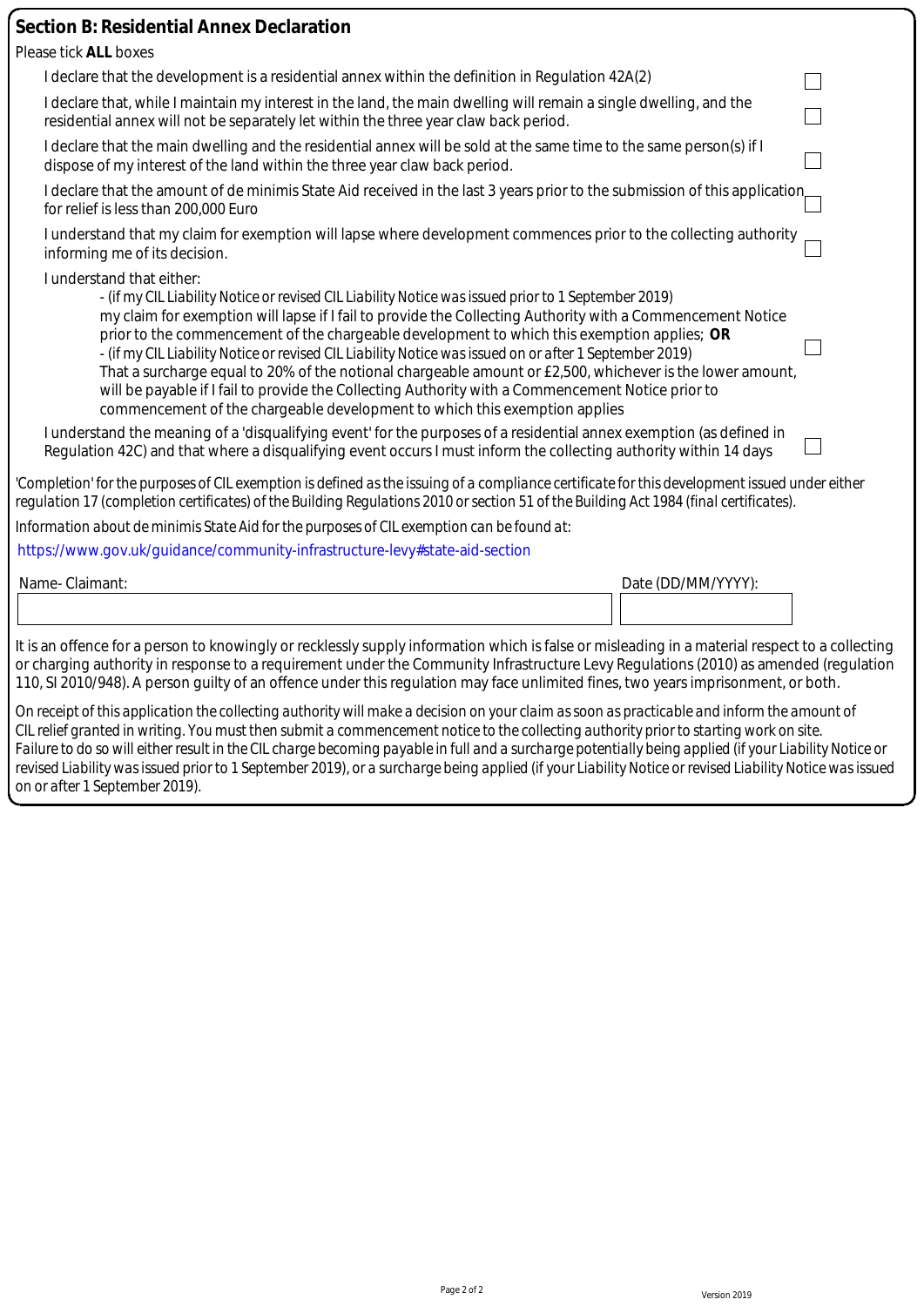## Section B: Residential Annex Declaration

Please tick **ALL** boxes

- [ ] I declare that the development is a residential annex within the definition in Regulation 42A(2)
- [ ] I declare that, while I maintain my interest in the land, the main dwelling will remain a single dwelling, and the residential annex will not be separately let within the three year claw back period.
- [ ] I declare that the main dwelling and the residential annex will be sold at the same time to the same person(s) if I dispose of my interest of the land within the three year claw back period.
- [ ] I declare that the amount of de minimis State Aid received in the last 3 years prior to the submission of this application for relief is less than 200,000 Euro
- [ ] I understand that my claim for exemption will lapse where development commences prior to the collecting authority informing me of its decision.
- [ ] I understand that either:
  - *(if my CIL Liability Notice or revised CIL Liability Notice was issued prior to 1 September 2019)* my claim for exemption will lapse if I fail to provide the Collecting Authority with a Commencement Notice prior to the commencement of the chargeable development to which this exemption applies; **OR**
  - *(if my CIL Liability Notice or revised CIL Liability Notice was issued on or after 1 September 2019)* That a surcharge equal to 20% of the notional chargeable amount or £2,500, whichever is the lower amount, will be payable if I fail to provide the Collecting Authority with a Commencement Notice prior to commencement of the chargeable development to which this exemption applies
- [ ] I understand the meaning of a 'disqualifying event' for the purposes of a residential annex exemption (as defined in Regulation 42C) and that where a disqualifying event occurs I must inform the collecting authority within 14 days

*'Completion' for the purposes of CIL exemption is defined as the issuing of a compliance certificate for this development issued under either regulation 17 (completion certificates) of the Building Regulations 2010 or section 51 of the Building Act 1984 (final certificates).*

*Information about de minimis State Aid for the purposes of CIL exemption can be found at:*

https://www.gov.uk/guidance/community-infrastructure-levy#state-aid-section

Name- Claimant: ______________________ Date (DD/MM/YYYY): ____________

It is an offence for a person to knowingly or recklessly supply information which is false or misleading in a material respect to a collecting or charging authority in response to a requirement under the Community Infrastructure Levy Regulations (2010) as amended (regulation 110, SI 2010/948). A person guilty of an offence under this regulation may face unlimited fines, two years imprisonment, or both.

*On receipt of this application the collecting authority will make a decision on your claim as soon as practicable and inform the amount of CIL relief granted in writing. You must then submit a commencement notice to the collecting authority prior to starting work on site. Failure to do so will either result in the CIL charge becoming payable in full and a surcharge potentially being applied (if your Liability Notice or revised Liability was issued prior to 1 September 2019), or a surcharge being applied (if your Liability Notice or revised Liability Notice was issued on or after 1 September 2019).*

Version 2019